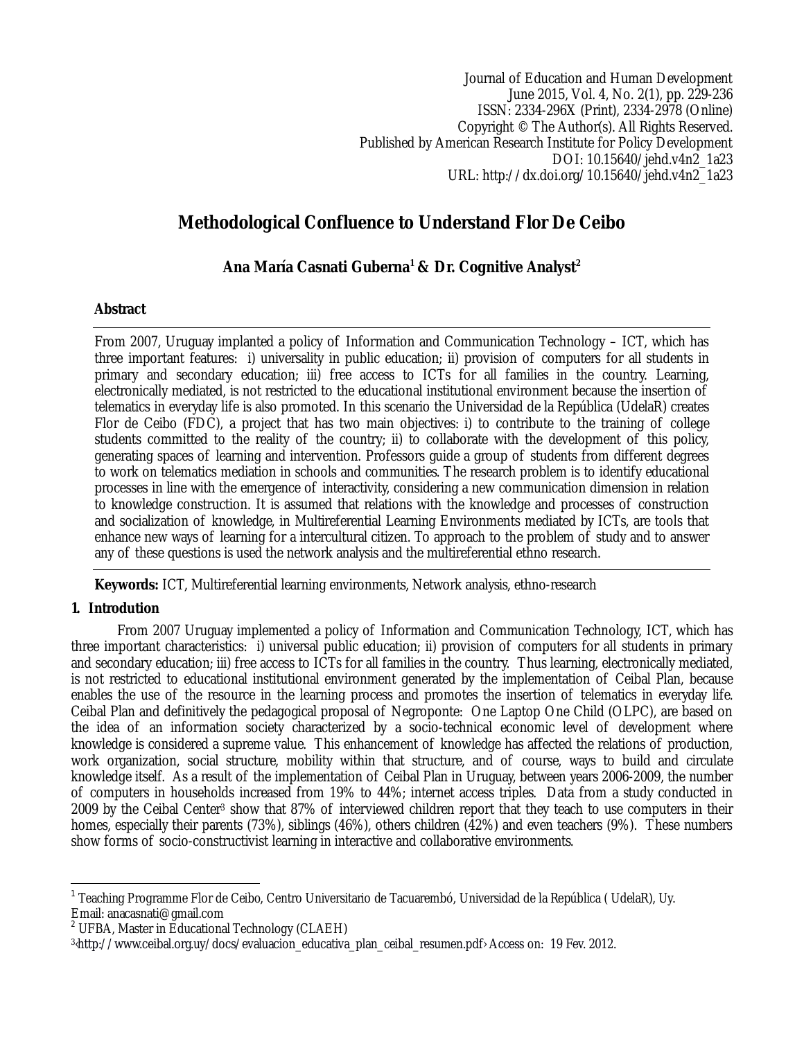Journal of Education and Human Development
June 2015, Vol. 4, No. 2(1), pp. 229-236
ISSN: 2334-296X (Print), 2334-2978 (Online)
Copyright © The Author(s). All Rights Reserved.
Published by American Research Institute for Policy Development
DOI: 10.15640/jehd.v4n2_1a23
URL: http://dx.doi.org/10.15640/jehd.v4n2_1a23

# Methodological Confluence to Understand Flor De Ceibo

**Ana María Casnati Guberna[1] & Dr. Cognitive Analyst[2]**

## Abstract

From 2007, Uruguay implanted a policy of Information and Communication Technology – ICT, which has three important features: i) universality in public education; ii) provision of computers for all students in primary and secondary education; iii) free access to ICTs for all families in the country. Learning, electronically mediated, is not restricted to the educational institutional environment because the insertion of telematics in everyday life is also promoted. In this scenario the Universidad de la República (UdelaR) creates Flor de Ceibo (FDC), a project that has two main objectives: i) to contribute to the training of college students committed to the reality of the country; ii) to collaborate with the development of this policy, generating spaces of learning and intervention. Professors guide a group of students from different degrees to work on telematics mediation in schools and communities. The research problem is to identify educational processes in line with the emergence of interactivity, considering a new communication dimension in relation to knowledge construction. It is assumed that relations with the knowledge and processes of construction and socialization of knowledge, in Multireferential Learning Environments mediated by ICTs, are tools that enhance new ways of learning for a intercultural citizen. To approach to the problem of study and to answer any of these questions is used the network analysis and the multireferential ethno research.

**Keywords:** ICT, Multireferential learning environments, Network analysis, ethno-research

## 1. Introdution

From 2007 Uruguay implemented a policy of Information and Communication Technology, ICT, which has three important characteristics: i) universal public education; ii) provision of computers for all students in primary and secondary education; iii) free access to ICTs for all families in the country. Thus learning, electronically mediated, is not restricted to educational institutional environment generated by the implementation of Ceibal Plan, because enables the use of the resource in the learning process and promotes the insertion of telematics in everyday life. Ceibal Plan and definitively the pedagogical proposal of Negroponte: One Laptop One Child (OLPC), are based on the idea of an information society characterized by a socio-technical economic level of development where knowledge is considered a supreme value. This enhancement of knowledge has affected the relations of production, work organization, social structure, mobility within that structure, and of course, ways to build and circulate knowledge itself. As a result of the implementation of Ceibal Plan in Uruguay, between years 2006-2009, the number of computers in households increased from 19% to 44%; internet access triples. Data from a study conducted in 2009 by the Ceibal Center[3] show that 87% of interviewed children report that they teach to use computers in their homes, especially their parents (73%), siblings (46%), others children (42%) and even teachers (9%). These numbers show forms of socio-constructivist learning in interactive and collaborative environments.

---

[1] Teaching Programme Flor de Ceibo, Centro Universitario de Tacuarembó, Universidad de la República ( UdelaR), Uy. Email: anacasnati@gmail.com

[2] UFBA, Master in Educational Technology (CLAEH)

[3] ‹http://www.ceibal.org.uy/docs/evaluacion_educativa_plan_ceibal_resumen.pdf› Access on: 19 Fev. 2012.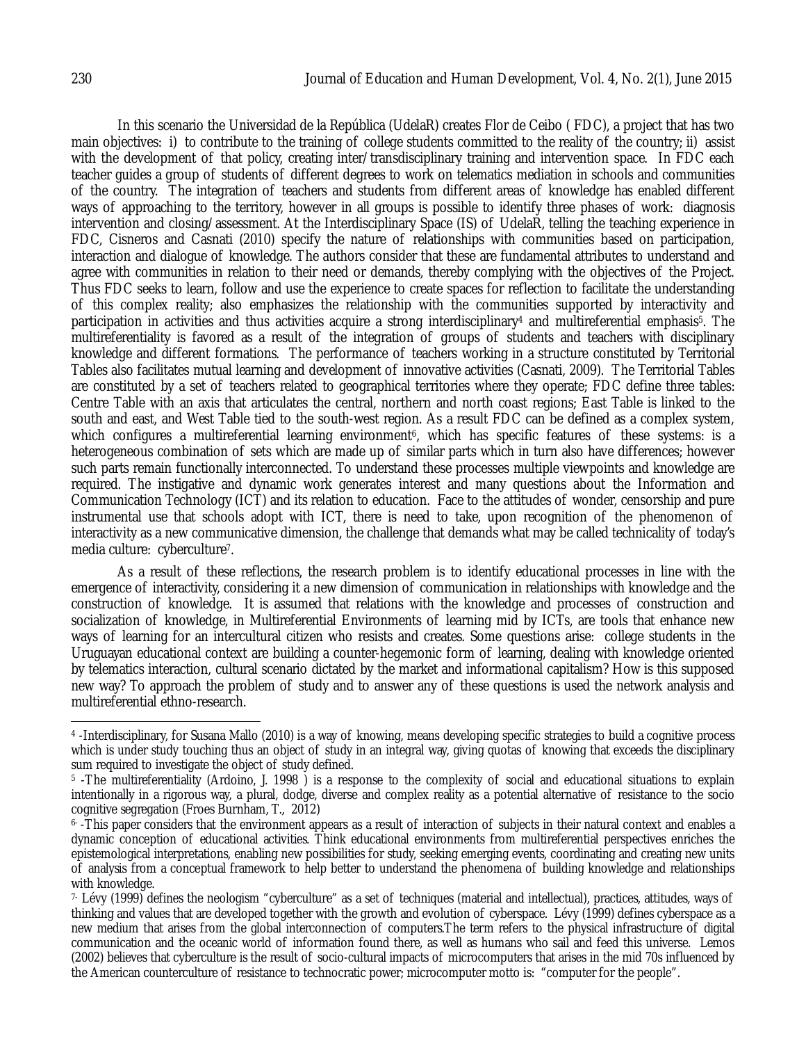In this scenario the Universidad de la República (UdelaR) creates Flor de Ceibo ( FDC), a project that has two main objectives: i) to contribute to the training of college students committed to the reality of the country; ii) assist with the development of that policy, creating inter/transdisciplinary training and intervention space. In FDC each teacher guides a group of students of different degrees to work on telematics mediation in schools and communities of the country. The integration of teachers and students from different areas of knowledge has enabled different ways of approaching to the territory, however in all groups is possible to identify three phases of work: diagnosis intervention and closing/assessment. At the Interdisciplinary Space (IS) of UdelaR, telling the teaching experience in FDC, Cisneros and Casnati (2010) specify the nature of relationships with communities based on participation, interaction and dialogue of knowledge. The authors consider that these are fundamental attributes to understand and agree with communities in relation to their need or demands, thereby complying with the objectives of the Project. Thus FDC seeks to learn, follow and use the experience to create spaces for reflection to facilitate the understanding of this complex reality; also emphasizes the relationship with the communities supported by interactivity and participation in activities and thus activities acquire a strong interdisciplinary[4] and multireferential emphasis[5]. The multireferentiality is favored as a result of the integration of groups of students and teachers with disciplinary knowledge and different formations. The performance of teachers working in a structure constituted by Territorial Tables also facilitates mutual learning and development of innovative activities (Casnati, 2009). The Territorial Tables are constituted by a set of teachers related to geographical territories where they operate; FDC define three tables: Centre Table with an axis that articulates the central, northern and north coast regions; East Table is linked to the south and east, and West Table tied to the south-west region. As a result FDC can be defined as a complex system, which configures a multireferential learning environment[6], which has specific features of these systems: is a heterogeneous combination of sets which are made up of similar parts which in turn also have differences; however such parts remain functionally interconnected. To understand these processes multiple viewpoints and knowledge are required. The instigative and dynamic work generates interest and many questions about the Information and Communication Technology (ICT) and its relation to education. Face to the attitudes of wonder, censorship and pure instrumental use that schools adopt with ICT, there is need to take, upon recognition of the phenomenon of interactivity as a new communicative dimension, the challenge that demands what may be called technicality of today's media culture: cyberculture[7].

As a result of these reflections, the research problem is to identify educational processes in line with the emergence of interactivity, considering it a new dimension of communication in relationships with knowledge and the construction of knowledge. It is assumed that relations with the knowledge and processes of construction and socialization of knowledge, in Multireferential Environments of learning mid by ICTs, are tools that enhance new ways of learning for an intercultural citizen who resists and creates. Some questions arise: college students in the Uruguayan educational context are building a counter-hegemonic form of learning, dealing with knowledge oriented by telematics interaction, cultural scenario dictated by the market and informational capitalism? How is this supposed new way? To approach the problem of study and to answer any of these questions is used the network analysis and multireferential ethno-research.

---

[4] -Interdisciplinary, for Susana Mallo (2010) is a way of knowing, means developing specific strategies to build a cognitive process which is under study touching thus an object of study in an integral way, giving quotas of knowing that exceeds the disciplinary sum required to investigate the object of study defined.

[5] -The multireferentiality (Ardoino, J. 1998 ) is a response to the complexity of social and educational situations to explain intentionally in a rigorous way, a plural, dodge, diverse and complex reality as a potential alternative of resistance to the socio cognitive segregation (Froes Burnham, T., 2012)

[6] -This paper considers that the environment appears as a result of interaction of subjects in their natural context and enables a dynamic conception of educational activities. Think educational environments from multireferential perspectives enriches the epistemological interpretations, enabling new possibilities for study, seeking emerging events, coordinating and creating new units of analysis from a conceptual framework to help better to understand the phenomena of building knowledge and relationships with knowledge.

[7] - Lévy (1999) defines the neologism "cyberculture" as a set of techniques (material and intellectual), practices, attitudes, ways of thinking and values that are developed together with the growth and evolution of cyberspace. Lévy (1999) defines cyberspace as a new medium that arises from the global interconnection of computers.The term refers to the physical infrastructure of digital communication and the oceanic world of information found there, as well as humans who sail and feed this universe. Lemos (2002) believes that cyberculture is the result of socio-cultural impacts of microcomputers that arises in the mid 70s influenced by the American counterculture of resistance to technocratic power; microcomputer motto is: "computer for the people".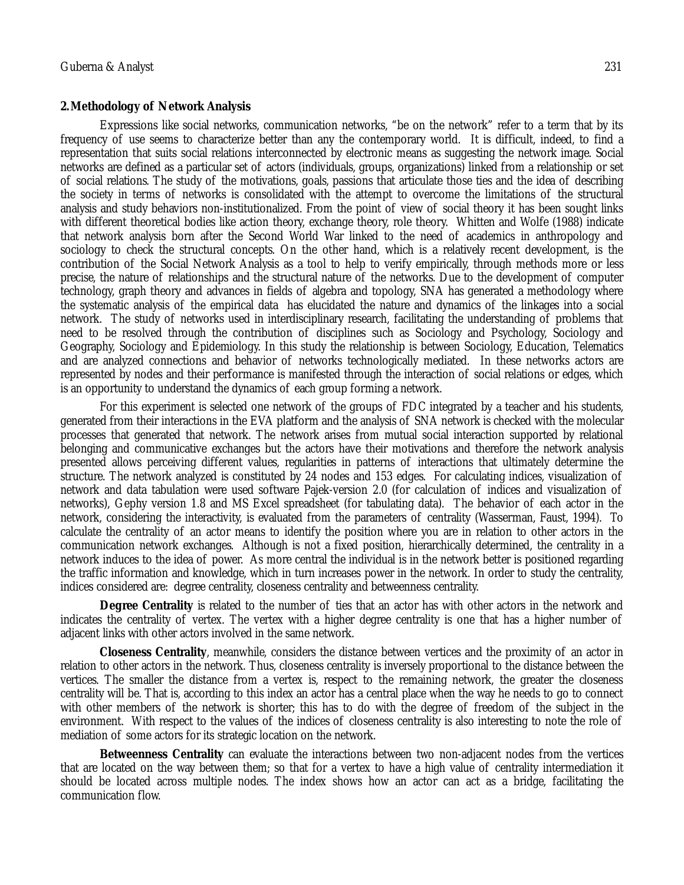## 2. Methodology of Network Analysis

Expressions like social networks, communication networks, "be on the network" refer to a term that by its frequency of use seems to characterize better than any the contemporary world. It is difficult, indeed, to find a representation that suits social relations interconnected by electronic means as suggesting the network image. Social networks are defined as a particular set of actors (individuals, groups, organizations) linked from a relationship or set of social relations. The study of the motivations, goals, passions that articulate those ties and the idea of describing the society in terms of networks is consolidated with the attempt to overcome the limitations of the structural analysis and study behaviors non-institutionalized. From the point of view of social theory it has been sought links with different theoretical bodies like action theory, exchange theory, role theory. Whitten and Wolfe (1988) indicate that network analysis born after the Second World War linked to the need of academics in anthropology and sociology to check the structural concepts. On the other hand, which is a relatively recent development, is the contribution of the Social Network Analysis as a tool to help to verify empirically, through methods more or less precise, the nature of relationships and the structural nature of the networks. Due to the development of computer technology, graph theory and advances in fields of algebra and topology, SNA has generated a methodology where the systematic analysis of the empirical data has elucidated the nature and dynamics of the linkages into a social network. The study of networks used in interdisciplinary research, facilitating the understanding of problems that need to be resolved through the contribution of disciplines such as Sociology and Psychology, Sociology and Geography, Sociology and Epidemiology. In this study the relationship is between Sociology, Education, Telematics and are analyzed connections and behavior of networks technologically mediated. In these networks actors are represented by nodes and their performance is manifested through the interaction of social relations or edges, which is an opportunity to understand the dynamics of each group forming a network.

For this experiment is selected one network of the groups of FDC integrated by a teacher and his students, generated from their interactions in the EVA platform and the analysis of SNA network is checked with the molecular processes that generated that network. The network arises from mutual social interaction supported by relational belonging and communicative exchanges but the actors have their motivations and therefore the network analysis presented allows perceiving different values, regularities in patterns of interactions that ultimately determine the structure. The network analyzed is constituted by 24 nodes and 153 edges. For calculating indices, visualization of network and data tabulation were used software Pajek-version 2.0 (for calculation of indices and visualization of networks), Gephy version 1.8 and MS Excel spreadsheet (for tabulating data). The behavior of each actor in the network, considering the interactivity, is evaluated from the parameters of centrality (Wasserman, Faust, 1994). To calculate the centrality of an actor means to identify the position where you are in relation to other actors in the communication network exchanges. Although is not a fixed position, hierarchically determined, the centrality in a network induces to the idea of power. As more central the individual is in the network better is positioned regarding the traffic information and knowledge, which in turn increases power in the network. In order to study the centrality, indices considered are: degree centrality, closeness centrality and betweenness centrality.

**Degree Centrality** is related to the number of ties that an actor has with other actors in the network and indicates the centrality of vertex. The vertex with a higher degree centrality is one that has a higher number of adjacent links with other actors involved in the same network.

**Closeness Centrality**, meanwhile, considers the distance between vertices and the proximity of an actor in relation to other actors in the network. Thus, closeness centrality is inversely proportional to the distance between the vertices. The smaller the distance from a vertex is, respect to the remaining network, the greater the closeness centrality will be. That is, according to this index an actor has a central place when the way he needs to go to connect with other members of the network is shorter; this has to do with the degree of freedom of the subject in the environment. With respect to the values of the indices of closeness centrality is also interesting to note the role of mediation of some actors for its strategic location on the network.

**Betweenness Centrality** can evaluate the interactions between two non-adjacent nodes from the vertices that are located on the way between them; so that for a vertex to have a high value of centrality intermediation it should be located across multiple nodes. The index shows how an actor can act as a bridge, facilitating the communication flow.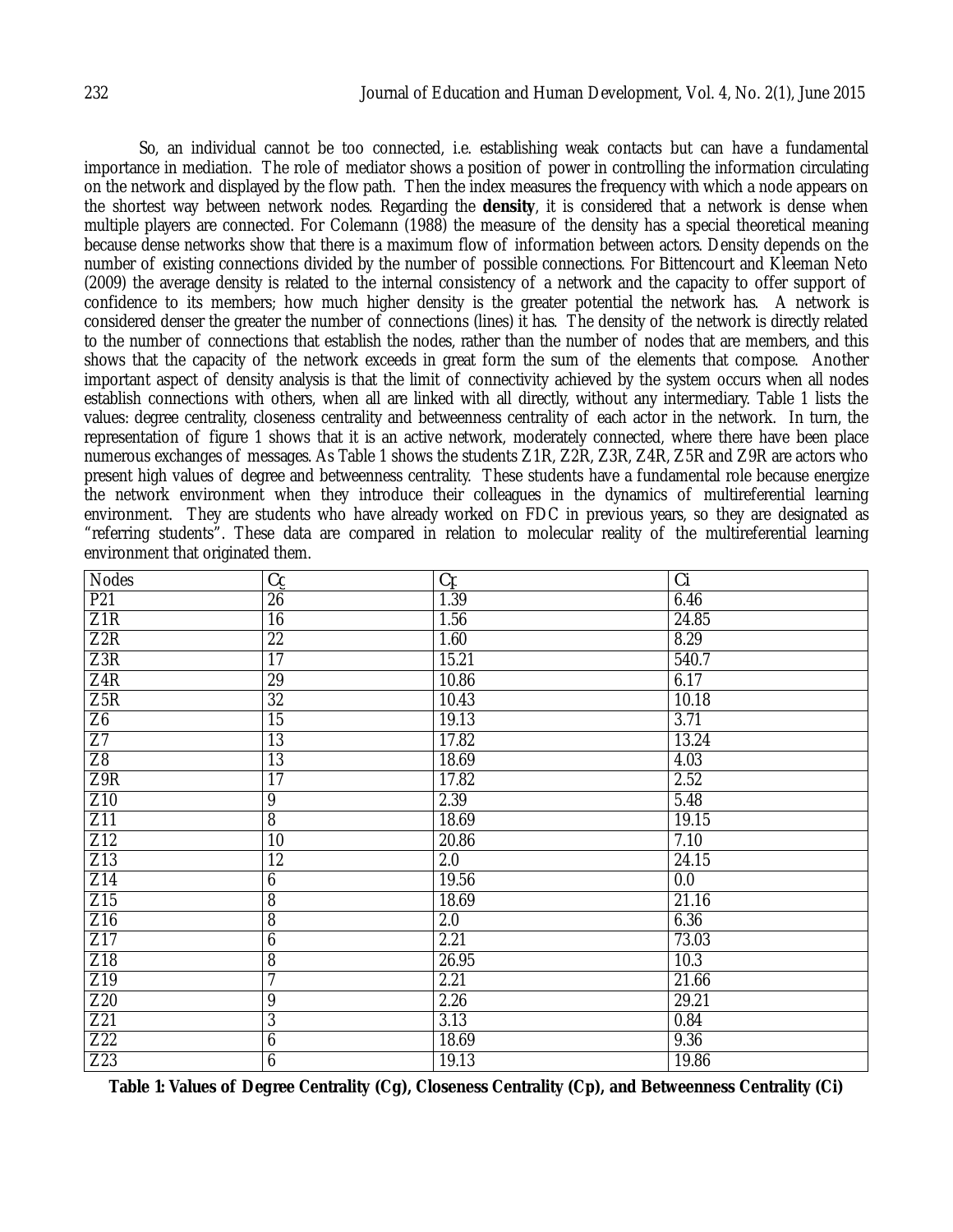So, an individual cannot be too connected, i.e. establishing weak contacts but can have a fundamental importance in mediation. The role of mediator shows a position of power in controlling the information circulating on the network and displayed by the flow path. Then the index measures the frequency with which a node appears on the shortest way between network nodes. Regarding the **density**, it is considered that a network is dense when multiple players are connected. For Colemann (1988) the measure of the density has a special theoretical meaning because dense networks show that there is a maximum flow of information between actors. Density depends on the number of existing connections divided by the number of possible connections. For Bittencourt and Kleeman Neto (2009) the average density is related to the internal consistency of a network and the capacity to offer support of confidence to its members; how much higher density is the greater potential the network has. A network is considered denser the greater the number of connections (lines) it has. The density of the network is directly related to the number of connections that establish the nodes, rather than the number of nodes that are members, and this shows that the capacity of the network exceeds in great form the sum of the elements that compose. Another important aspect of density analysis is that the limit of connectivity achieved by the system occurs when all nodes establish connections with others, when all are linked with all directly, without any intermediary. Table 1 lists the values: degree centrality, closeness centrality and betweenness centrality of each actor in the network. In turn, the representation of figure 1 shows that it is an active network, moderately connected, where there have been place numerous exchanges of messages. As Table 1 shows the students Z1R, Z2R, Z3R, Z4R, Z5R and Z9R are actors who present high values of degree and betweenness centrality. These students have a fundamental role because energize the network environment when they introduce their colleagues in the dynamics of multireferential learning environment. They are students who have already worked on FDC in previous years, so they are designated as "referring students". These data are compared in relation to molecular reality of the multireferential learning environment that originated them.

| Nodes | $C_g$ | $C_p$ | $C_i$ |
|---|---|---|---|
| P21 | 26 | 1.39 | 6.46 |
| Z1R | 16 | 1.56 | 24.85 |
| Z2R | 22 | 1.60 | 8.29 |
| Z3R | 17 | 15.21 | 540.7 |
| Z4R | 29 | 10.86 | 6.17 |
| Z5R | 32 | 10.43 | 10.18 |
| Z6 | 15 | 19.13 | 3.71 |
| Z7 | 13 | 17.82 | 13.24 |
| Z8 | 13 | 18.69 | 4.03 |
| Z9R | 17 | 17.82 | 2.52 |
| Z10 | 9 | 2.39 | 5.48 |
| Z11 | 8 | 18.69 | 19.15 |
| Z12 | 10 | 20.86 | 7.10 |
| Z13 | 12 | 2.0 | 24.15 |
| Z14 | 6 | 19.56 | 0.0 |
| Z15 | 8 | 18.69 | 21.16 |
| Z16 | 8 | 2.0 | 6.36 |
| Z17 | 6 | 2.21 | 73.03 |
| Z18 | 8 | 26.95 | 10.3 |
| Z19 | 7 | 2.21 | 21.66 |
| Z20 | 9 | 2.26 | 29.21 |
| Z21 | 3 | 3.13 | 0.84 |
| Z22 | 6 | 18.69 | 9.36 |
| Z23 | 6 | 19.13 | 19.86 |

**Table 1: Values of Degree Centrality (Cg), Closeness Centrality (Cp), and Betweenness Centrality (Ci)**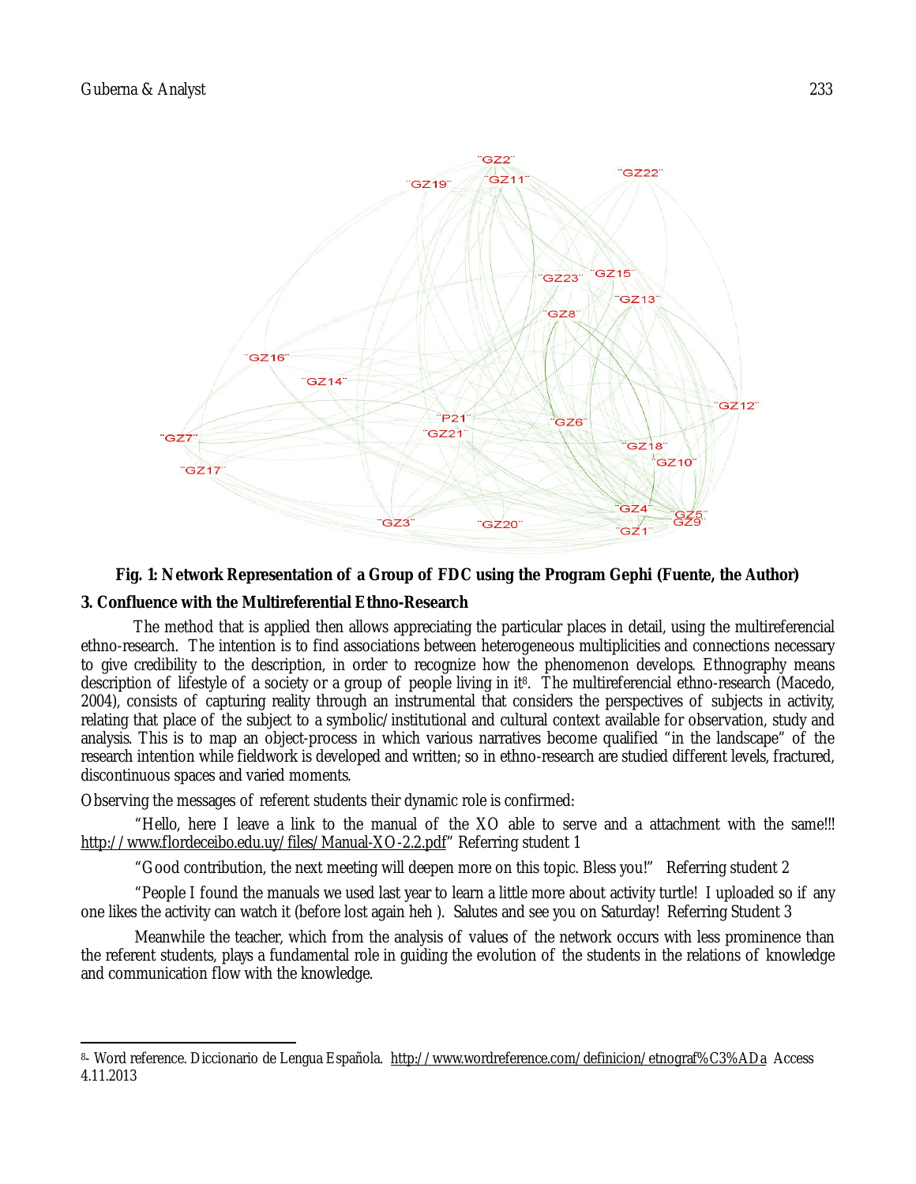**Fig. 1: Network Representation of a Group of FDC using the Program Gephi (Fuente, the Author)**

## 3. Confluence with the Multireferential Ethno-Research

The method that is applied then allows appreciating the particular places in detail, using the multireferencial ethno-research. The intention is to find associations between heterogeneous multiplicities and connections necessary to give credibility to the description, in order to recognize how the phenomenon develops. Ethnography means description of lifestyle of a society or a group of people living in it[8]. The multireferencial ethno-research (Macedo, 2004), consists of capturing reality through an instrumental that considers the perspectives of subjects in activity, relating that place of the subject to a symbolic/institutional and cultural context available for observation, study and analysis. This is to map an object-process in which various narratives become qualified "in the landscape" of the research intention while fieldwork is developed and written; so in ethno-research are studied different levels, fractured, discontinuous spaces and varied moments.

Observing the messages of referent students their dynamic role is confirmed:

"Hello, here I leave a link to the manual of the XO able to serve and a attachment with the same!!! http://www.flordeceibo.edu.uy/files/Manual-XO-2.2.pdf" Referring student 1

"Good contribution, the next meeting will deepen more on this topic. Bless you!" Referring student 2

"People I found the manuals we used last year to learn a little more about activity turtle! I uploaded so if any one likes the activity can watch it (before lost again heh ). Salutes and see you on Saturday! Referring Student 3

Meanwhile the teacher, which from the analysis of values of the network occurs with less prominence than the referent students, plays a fundamental role in guiding the evolution of the students in the relations of knowledge and communication flow with the knowledge.

---

[8]- Word reference. Diccionario de Lengua Española. http://www.wordreference.com/definicion/etnograf%C3%ADa Access 4.11.2013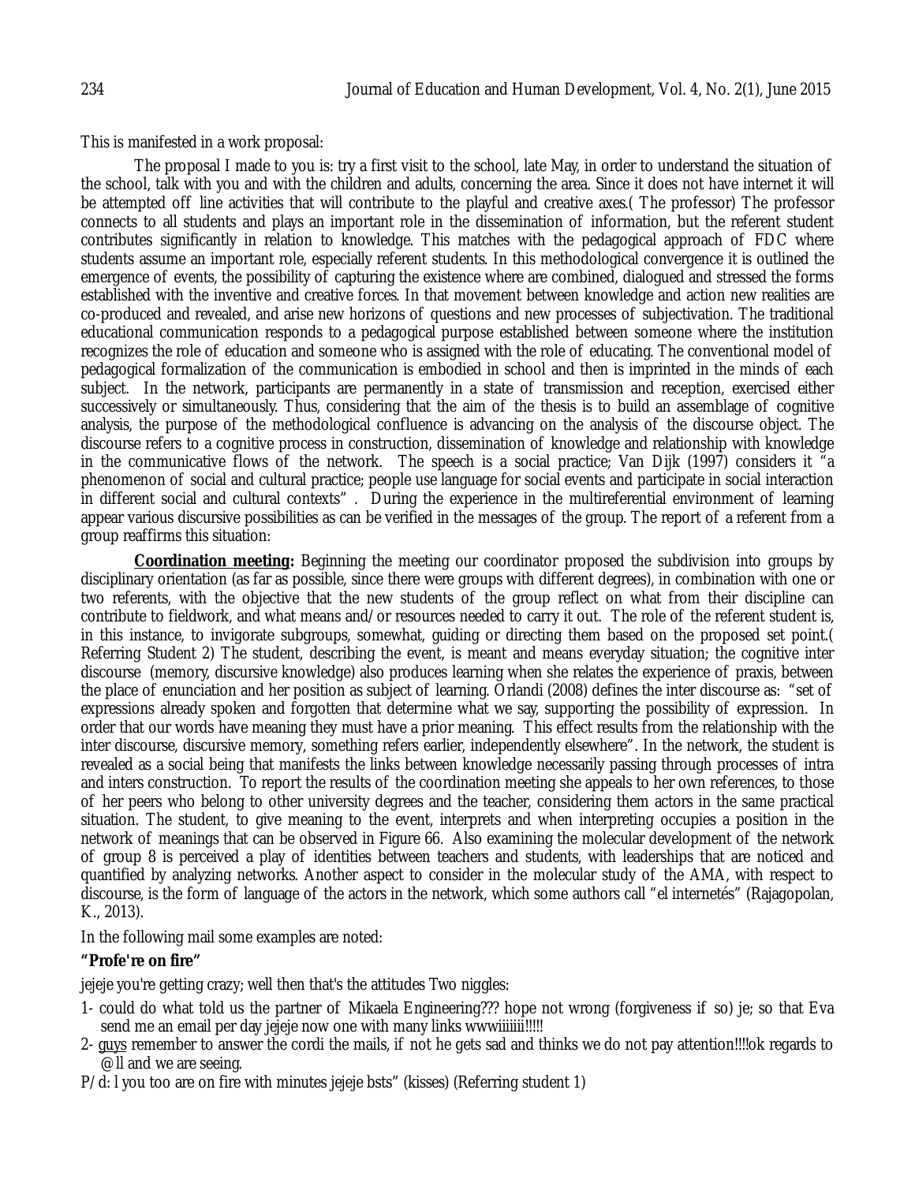This is manifested in a work proposal:

The proposal I made to you is: try a first visit to the school, late May, in order to understand the situation of the school, talk with you and with the children and adults, concerning the area. Since it does not have internet it will be attempted off line activities that will contribute to the playful and creative axes.( The professor) The professor connects to all students and plays an important role in the dissemination of information, but the referent student contributes significantly in relation to knowledge. This matches with the pedagogical approach of FDC where students assume an important role, especially referent students. In this methodological convergence it is outlined the emergence of events, the possibility of capturing the existence where are combined, dialogued and stressed the forms established with the inventive and creative forces. In that movement between knowledge and action new realities are co-produced and revealed, and arise new horizons of questions and new processes of subjectivation. The traditional educational communication responds to a pedagogical purpose established between someone where the institution recognizes the role of education and someone who is assigned with the role of educating. The conventional model of pedagogical formalization of the communication is embodied in school and then is imprinted in the minds of each subject. In the network, participants are permanently in a state of transmission and reception, exercised either successively or simultaneously. Thus, considering that the aim of the thesis is to build an assemblage of cognitive analysis, the purpose of the methodological confluence is advancing on the analysis of the discourse object. The discourse refers to a cognitive process in construction, dissemination of knowledge and relationship with knowledge in the communicative flows of the network. The speech is a social practice; Van Dijk (1997) considers it "a phenomenon of social and cultural practice; people use language for social events and participate in social interaction in different social and cultural contexts". During the experience in the multireferential environment of learning appear various discursive possibilities as can be verified in the messages of the group. The report of a referent from a group reaffirms this situation:

**Coordination meeting:** Beginning the meeting our coordinator proposed the subdivision into groups by disciplinary orientation (as far as possible, since there were groups with different degrees), in combination with one or two referents, with the objective that the new students of the group reflect on what from their discipline can contribute to fieldwork, and what means and/or resources needed to carry it out. The role of the referent student is, in this instance, to invigorate subgroups, somewhat, guiding or directing them based on the proposed set point.( Referring Student 2) The student, describing the event, is meant and means everyday situation; the cognitive inter discourse (memory, discursive knowledge) also produces learning when she relates the experience of praxis, between the place of enunciation and her position as subject of learning. Orlandi (2008) defines the inter discourse as: "set of expressions already spoken and forgotten that determine what we say, supporting the possibility of expression. In order that our words have meaning they must have a prior meaning. This effect results from the relationship with the inter discourse, discursive memory, something refers earlier, independently elsewhere". In the network, the student is revealed as a social being that manifests the links between knowledge necessarily passing through processes of intra and inters construction. To report the results of the coordination meeting she appeals to her own references, to those of her peers who belong to other university degrees and the teacher, considering them actors in the same practical situation. The student, to give meaning to the event, interprets and when interpreting occupies a position in the network of meanings that can be observed in Figure 66. Also examining the molecular development of the network of group 8 is perceived a play of identities between teachers and students, with leaderships that are noticed and quantified by analyzing networks. Another aspect to consider in the molecular study of the AMA, with respect to discourse, is the form of language of the actors in the network, which some authors call "el internetés" (Rajagopolan, K., 2013).

In the following mail some examples are noted:

**"Profe're on fire"**

jejeje you're getting crazy; well then that's the attitudes Two niggles:

1- could do what told us the partner of Mikaela Engineering??? hope not wrong (forgiveness if so) je; so that Eva send me an email per day jejeje now one with many links wwwiiiiii!!!!!
2- guys remember to answer the cordi the mails, if not he gets sad and thinks we do not pay attention!!!!ok regards to @ll and we are seeing.

P/d: l you too are on fire with minutes jejeje bsts" (kisses) (Referring student 1)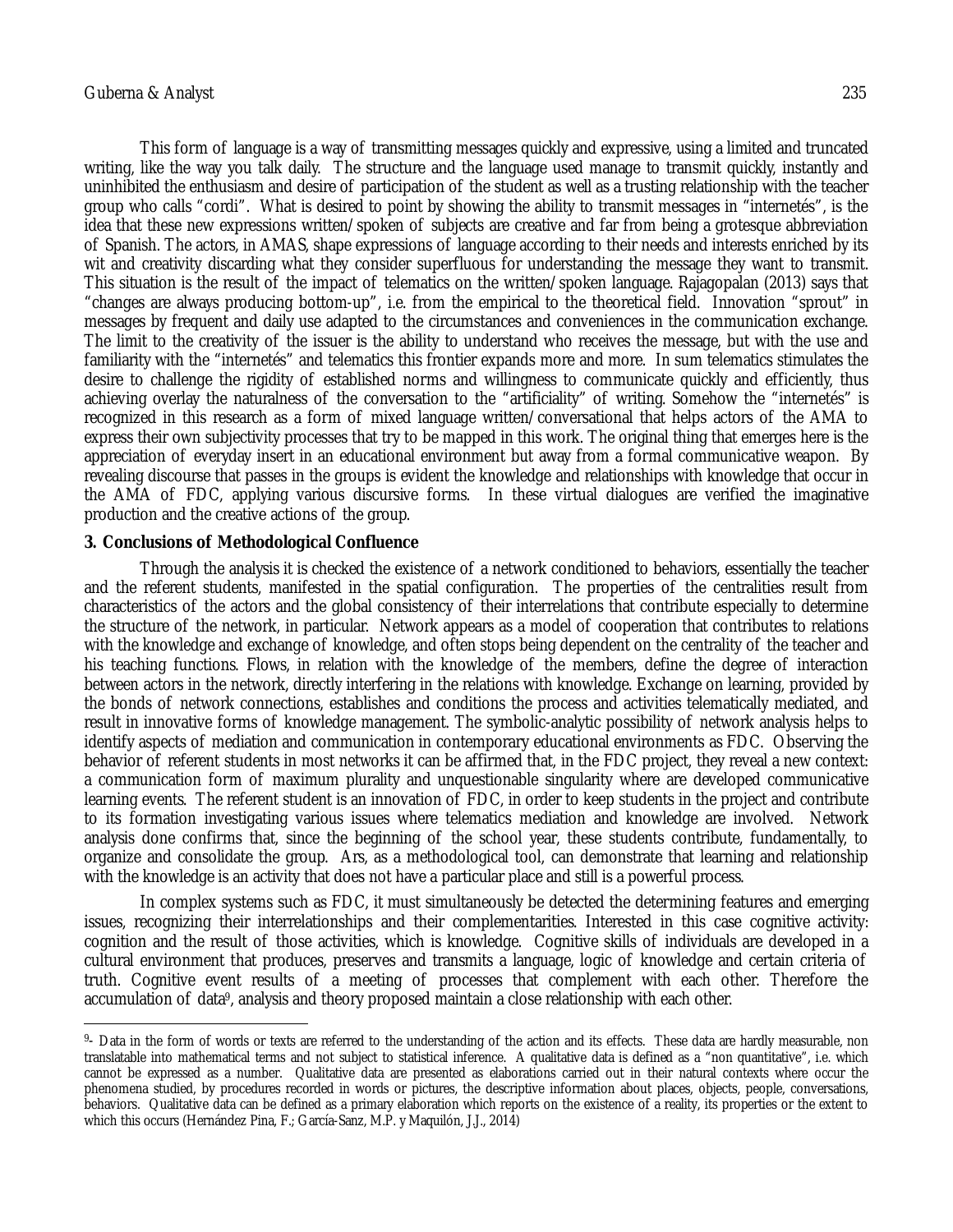This form of language is a way of transmitting messages quickly and expressive, using a limited and truncated writing, like the way you talk daily. The structure and the language used manage to transmit quickly, instantly and uninhibited the enthusiasm and desire of participation of the student as well as a trusting relationship with the teacher group who calls "cordi". What is desired to point by showing the ability to transmit messages in "internetés", is the idea that these new expressions written/spoken of subjects are creative and far from being a grotesque abbreviation of Spanish. The actors, in AMAS, shape expressions of language according to their needs and interests enriched by its wit and creativity discarding what they consider superfluous for understanding the message they want to transmit. This situation is the result of the impact of telematics on the written/spoken language. Rajagopalan (2013) says that "changes are always producing bottom-up", i.e. from the empirical to the theoretical field. Innovation "sprout" in messages by frequent and daily use adapted to the circumstances and conveniences in the communication exchange. The limit to the creativity of the issuer is the ability to understand who receives the message, but with the use and familiarity with the "internetés" and telematics this frontier expands more and more. In sum telematics stimulates the desire to challenge the rigidity of established norms and willingness to communicate quickly and efficiently, thus achieving overlay the naturalness of the conversation to the "artificiality" of writing. Somehow the "internetés" is recognized in this research as a form of mixed language written/conversational that helps actors of the AMA to express their own subjectivity processes that try to be mapped in this work. The original thing that emerges here is the appreciation of everyday insert in an educational environment but away from a formal communicative weapon. By revealing discourse that passes in the groups is evident the knowledge and relationships with knowledge that occur in the AMA of FDC, applying various discursive forms. In these virtual dialogues are verified the imaginative production and the creative actions of the group.

### 3. Conclusions of Methodological Confluence

Through the analysis it is checked the existence of a network conditioned to behaviors, essentially the teacher and the referent students, manifested in the spatial configuration. The properties of the centralities result from characteristics of the actors and the global consistency of their interrelations that contribute especially to determine the structure of the network, in particular. Network appears as a model of cooperation that contributes to relations with the knowledge and exchange of knowledge, and often stops being dependent on the centrality of the teacher and his teaching functions. Flows, in relation with the knowledge of the members, define the degree of interaction between actors in the network, directly interfering in the relations with knowledge. Exchange on learning, provided by the bonds of network connections, establishes and conditions the process and activities telematically mediated, and result in innovative forms of knowledge management. The symbolic-analytic possibility of network analysis helps to identify aspects of mediation and communication in contemporary educational environments as FDC. Observing the behavior of referent students in most networks it can be affirmed that, in the FDC project, they reveal a new context: a communication form of maximum plurality and unquestionable singularity where are developed communicative learning events. The referent student is an innovation of FDC, in order to keep students in the project and contribute to its formation investigating various issues where telematics mediation and knowledge are involved. Network analysis done confirms that, since the beginning of the school year, these students contribute, fundamentally, to organize and consolidate the group. Ars, as a methodological tool, can demonstrate that learning and relationship with the knowledge is an activity that does not have a particular place and still is a powerful process.

In complex systems such as FDC, it must simultaneously be detected the determining features and emerging issues, recognizing their interrelationships and their complementarities. Interested in this case cognitive activity: cognition and the result of those activities, which is knowledge. Cognitive skills of individuals are developed in a cultural environment that produces, preserves and transmits a language, logic of knowledge and certain criteria of truth. Cognitive event results of a meeting of processes that complement with each other. Therefore the accumulation of data[9], analysis and theory proposed maintain a close relationship with each other.

---

[9]- Data in the form of words or texts are referred to the understanding of the action and its effects. These data are hardly measurable, non translatable into mathematical terms and not subject to statistical inference. A qualitative data is defined as a "non quantitative", i.e. which cannot be expressed as a number. Qualitative data are presented as elaborations carried out in their natural contexts where occur the phenomena studied, by procedures recorded in words or pictures, the descriptive information about places, objects, people, conversations, behaviors. Qualitative data can be defined as a primary elaboration which reports on the existence of a reality, its properties or the extent to which this occurs (Hernández Pina, F.; García-Sanz, M.P. y Maquilón, J.J., 2014)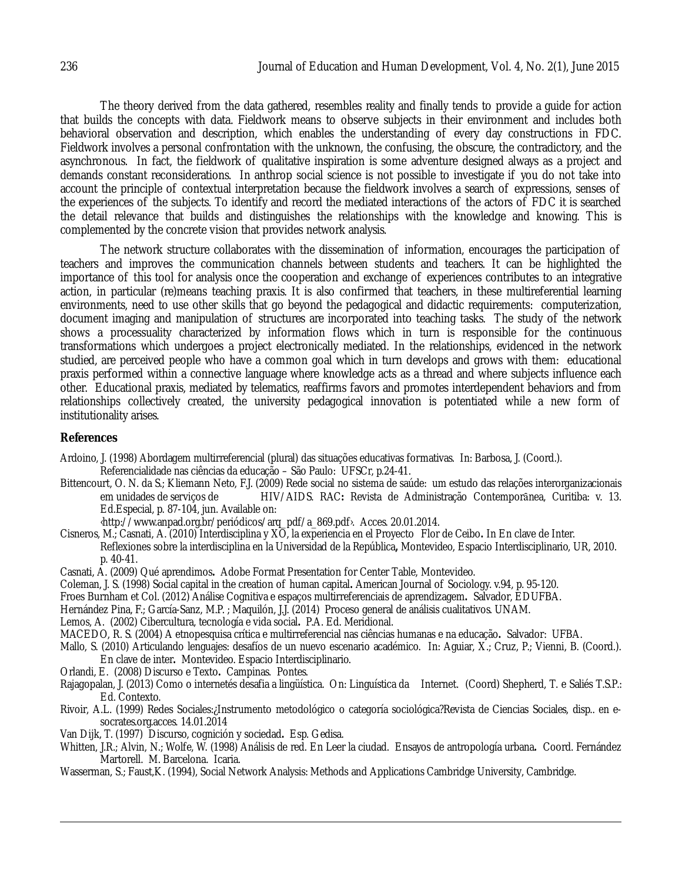The theory derived from the data gathered, resembles reality and finally tends to provide a guide for action that builds the concepts with data. Fieldwork means to observe subjects in their environment and includes both behavioral observation and description, which enables the understanding of every day constructions in FDC. Fieldwork involves a personal confrontation with the unknown, the confusing, the obscure, the contradictory, and the asynchronous. In fact, the fieldwork of qualitative inspiration is some adventure designed always as a project and demands constant reconsiderations. In anthrop social science is not possible to investigate if you do not take into account the principle of contextual interpretation because the fieldwork involves a search of expressions, senses of the experiences of the subjects. To identify and record the mediated interactions of the actors of FDC it is searched the detail relevance that builds and distinguishes the relationships with the knowledge and knowing. This is complemented by the concrete vision that provides network analysis.

The network structure collaborates with the dissemination of information, encourages the participation of teachers and improves the communication channels between students and teachers. It can be highlighted the importance of this tool for analysis once the cooperation and exchange of experiences contributes to an integrative action, in particular (re)means teaching praxis. It is also confirmed that teachers, in these multireferential learning environments, need to use other skills that go beyond the pedagogical and didactic requirements: computerization, document imaging and manipulation of structures are incorporated into teaching tasks. The study of the network shows a processuality characterized by information flows which in turn is responsible for the continuous transformations which undergoes a project electronically mediated. In the relationships, evidenced in the network studied, are perceived people who have a common goal which in turn develops and grows with them: educational praxis performed within a connective language where knowledge acts as a thread and where subjects influence each other. Educational praxis, mediated by telematics, reaffirms favors and promotes interdependent behaviors and from relationships collectively created, the university pedagogical innovation is potentiated while a new form of institutionality arises.

## References

Ardoino, J. (1998) Abordagem multirreferencial (plural) das situações educativas formativas. In: Barbosa, J. (Coord.). Referencialidade nas ciências da educação – São Paulo: UFSCr, p.24-41.

Bittencourt, O. N. da S.; Kliemann Neto, F.J. (2009) Rede social no sistema de saúde: um estudo das relações interorganizacionais em unidades de serviços de HIV/AIDS. RAC**:** Revista de Administração Contemporânea, Curitiba: v. 13. Ed.Especial, p. 87-104, jun. Available on: ‹http://www.anpad.org.br/periódicos/arq_pdf/a_869.pdf›. Acces. 20.01.2014.

Cisneros, M.; Casnati, A. (2010) Interdisciplina y XO, la experiencia en el Proyecto Flor de Ceibo**.** In En clave de Inter. Reflexiones sobre la interdisciplina en la Universidad de la República**,** Montevideo, Espacio Interdisciplinario, UR, 2010. p. 40-41.

Casnati, A. (2009) Qué aprendimos**.** Adobe Format Presentation for Center Table, Montevideo.

Coleman, J. S. (1998) Social capital in the creation of human capital**.** American Journal of Sociology. v.94, p. 95-120.

Froes Burnham et Col. (2012) Análise Cognitiva e espaços multirreferenciais de aprendizagem**.** Salvador, EDUFBA.

Hernández Pina, F.; García-Sanz, M.P. ; Maquilón, J.J. (2014) Proceso general de análisis cualitativos. UNAM.

Lemos, A. (2002) Cibercultura, tecnología e vida social**.** P.A. Ed. Meridional.

MACEDO, R. S. (2004) A etnopesquisa crítica e multirreferencial nas ciências humanas e na educação**.** Salvador: UFBA.

Mallo, S. (2010) Articulando lenguajes: desafíos de un nuevo escenario académico. In: Aguiar, X.; Cruz, P.; Vienni, B. (Coord.). En clave de inter**.** Montevideo. Espacio Interdisciplinario.

Orlandi, E. (2008) Discurso e Texto**.** Campinas. Pontes.

Rajagopalan, J. (2013) Como o internetés desafia a lingüística. On: Linguística da Internet. (Coord) Shepherd, T. e Saliés T.S.P.: Ed. Contexto.

Rivoir, A.L. (1999) Redes Sociales:¿Instrumento metodológico o categoría sociológica?Revista de Ciencias Sociales, disp.. en e-socrates.org.acces. 14.01.2014

Van Dijk, T. (1997) Discurso, cognición y sociedad**.** Esp. Gedisa.

Whitten, J.R.; Alvin, N.; Wolfe, W. (1998) Análisis de red. En Leer la ciudad. Ensayos de antropología urbana**.** Coord. Fernández Martorell. M. Barcelona. Icaria.

Wasserman, S.; Faust,K. (1994), Social Network Analysis: Methods and Applications Cambridge University, Cambridge.